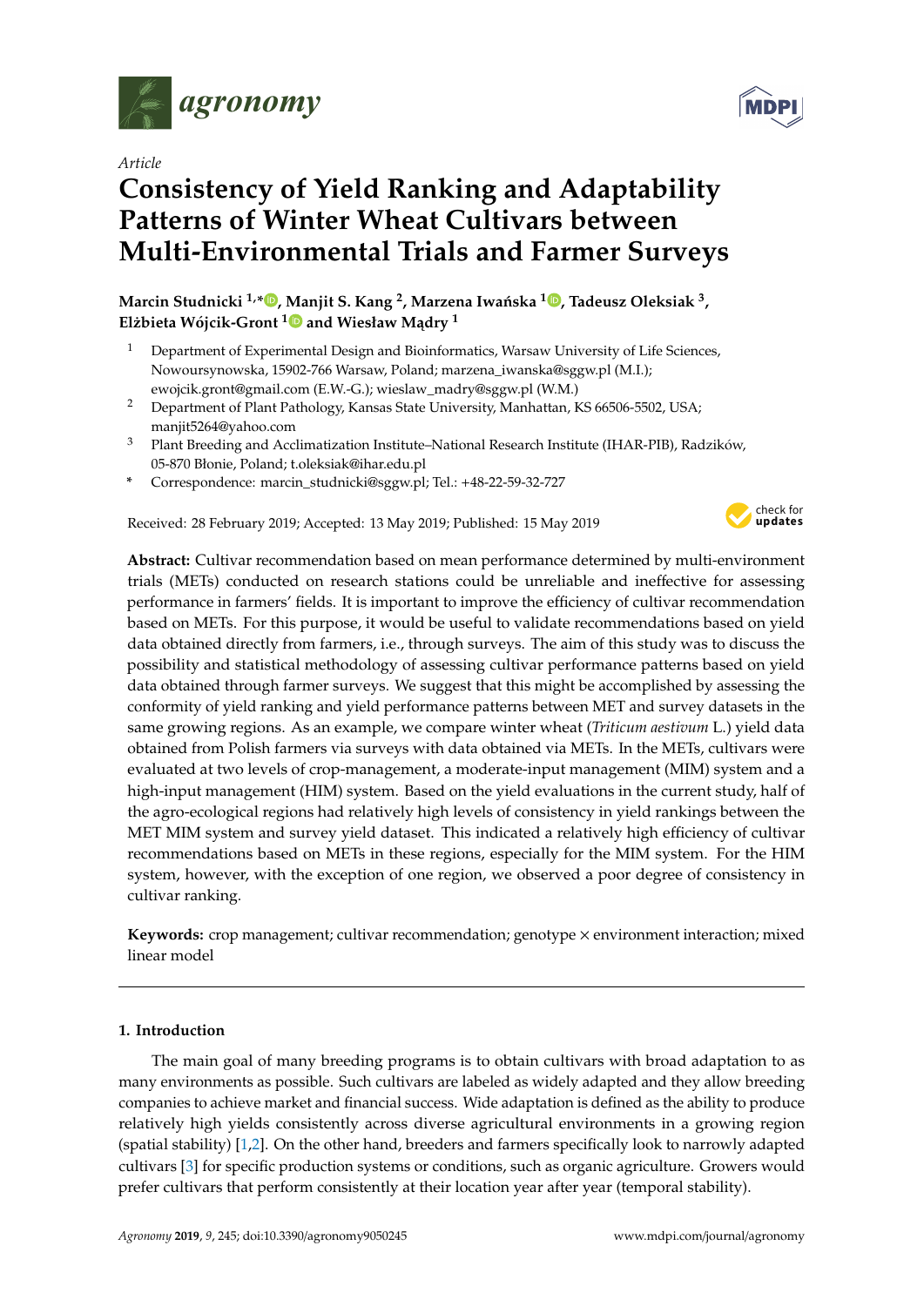*Article*

# Consistency of Yield Ranking and Adaptability Patterns of Winter Wheat Cultivars between Multi-Environmental Trials and Farmer Surveys

**Marcin Studnicki [1,*], Manjit S. Kang [2], Marzena Iwańska [1], Tadeusz Oleksiak [3], Elżbieta Wójcik-Gront [1] and Wiesław Mądry [1]**

[1] Department of Experimental Design and Bioinformatics, Warsaw University of Life Sciences, Nowoursynowska, 15902-766 Warsaw, Poland; marzena_iwanska@sggw.pl (M.I.); ewojcik.gront@gmail.com (E.W.-G.); wieslaw_madry@sggw.pl (W.M.)

[2] Department of Plant Pathology, Kansas State University, Manhattan, KS 66506-5502, USA; manjit5264@yahoo.com

[3] Plant Breeding and Acclimatization Institute–National Research Institute (IHAR-PIB), Radzików, 05-870 Błonie, Poland; t.oleksiak@ihar.edu.pl

[*] Correspondence: marcin_studnicki@sggw.pl; Tel.: +48-22-59-32-727

Received: 28 February 2019; Accepted: 13 May 2019; Published: 15 May 2019

**Abstract:** Cultivar recommendation based on mean performance determined by multi-environment trials (METs) conducted on research stations could be unreliable and ineffective for assessing performance in farmers' fields. It is important to improve the efficiency of cultivar recommendation based on METs. For this purpose, it would be useful to validate recommendations based on yield data obtained directly from farmers, i.e., through surveys. The aim of this study was to discuss the possibility and statistical methodology of assessing cultivar performance patterns based on yield data obtained through farmer surveys. We suggest that this might be accomplished by assessing the conformity of yield ranking and yield performance patterns between MET and survey datasets in the same growing regions. As an example, we compare winter wheat (*Triticum aestivum* L.) yield data obtained from Polish farmers via surveys with data obtained via METs. In the METs, cultivars were evaluated at two levels of crop-management, a moderate-input management (MIM) system and a high-input management (HIM) system. Based on the yield evaluations in the current study, half of the agro-ecological regions had relatively high levels of consistency in yield rankings between the MET MIM system and survey yield dataset. This indicated a relatively high efficiency of cultivar recommendations based on METs in these regions, especially for the MIM system. For the HIM system, however, with the exception of one region, we observed a poor degree of consistency in cultivar ranking.

**Keywords:** crop management; cultivar recommendation; genotype × environment interaction; mixed linear model

## 1. Introduction

The main goal of many breeding programs is to obtain cultivars with broad adaptation to as many environments as possible. Such cultivars are labeled as widely adapted and they allow breeding companies to achieve market and financial success. Wide adaptation is defined as the ability to produce relatively high yields consistently across diverse agricultural environments in a growing region (spatial stability) [1,2]. On the other hand, breeders and farmers specifically look to narrowly adapted cultivars [3] for specific production systems or conditions, such as organic agriculture. Growers would prefer cultivars that perform consistently at their location year after year (temporal stability).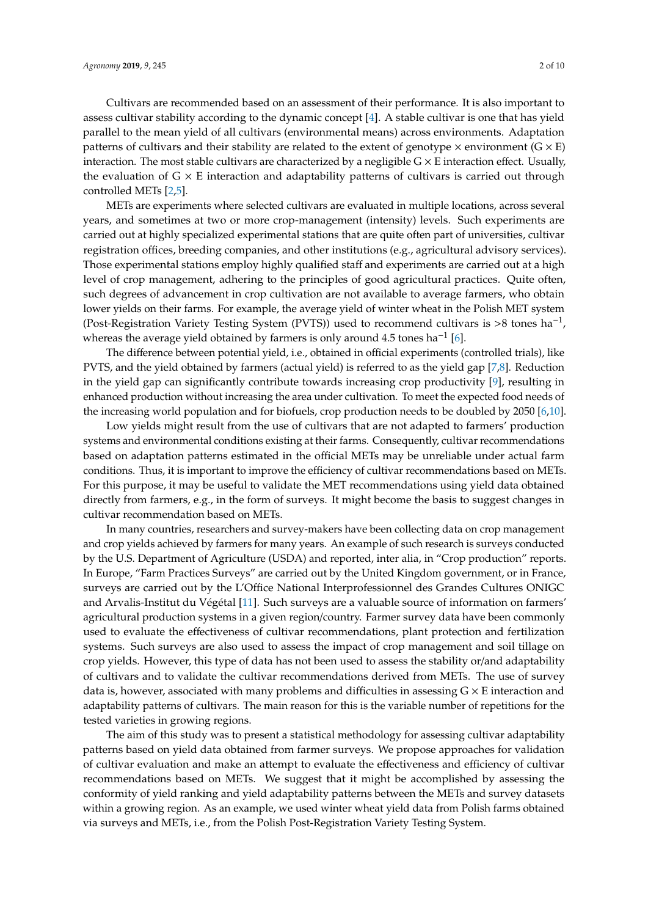Cultivars are recommended based on an assessment of their performance. It is also important to assess cultivar stability according to the dynamic concept [4]. A stable cultivar is one that has yield parallel to the mean yield of all cultivars (environmental means) across environments. Adaptation patterns of cultivars and their stability are related to the extent of genotype × environment (G × E) interaction. The most stable cultivars are characterized by a negligible G × E interaction effect. Usually, the evaluation of G × E interaction and adaptability patterns of cultivars is carried out through controlled METs [2,5].

METs are experiments where selected cultivars are evaluated in multiple locations, across several years, and sometimes at two or more crop-management (intensity) levels. Such experiments are carried out at highly specialized experimental stations that are quite often part of universities, cultivar registration offices, breeding companies, and other institutions (e.g., agricultural advisory services). Those experimental stations employ highly qualified staff and experiments are carried out at a high level of crop management, adhering to the principles of good agricultural practices. Quite often, such degrees of advancement in crop cultivation are not available to average farmers, who obtain lower yields on their farms. For example, the average yield of winter wheat in the Polish MET system (Post-Registration Variety Testing System (PVTS)) used to recommend cultivars is >8 tones $ha^{-1}$, whereas the average yield obtained by farmers is only around 4.5 tones $ha^{-1}$ [6].

The difference between potential yield, i.e., obtained in official experiments (controlled trials), like PVTS, and the yield obtained by farmers (actual yield) is referred to as the yield gap [7,8]. Reduction in the yield gap can significantly contribute towards increasing crop productivity [9], resulting in enhanced production without increasing the area under cultivation. To meet the expected food needs of the increasing world population and for biofuels, crop production needs to be doubled by 2050 [6,10].

Low yields might result from the use of cultivars that are not adapted to farmers' production systems and environmental conditions existing at their farms. Consequently, cultivar recommendations based on adaptation patterns estimated in the official METs may be unreliable under actual farm conditions. Thus, it is important to improve the efficiency of cultivar recommendations based on METs. For this purpose, it may be useful to validate the MET recommendations using yield data obtained directly from farmers, e.g., in the form of surveys. It might become the basis to suggest changes in cultivar recommendation based on METs.

In many countries, researchers and survey-makers have been collecting data on crop management and crop yields achieved by farmers for many years. An example of such research is surveys conducted by the U.S. Department of Agriculture (USDA) and reported, inter alia, in "Crop production" reports. In Europe, "Farm Practices Surveys" are carried out by the United Kingdom government, or in France, surveys are carried out by the L'Office National Interprofessionnel des Grandes Cultures ONIGC and Arvalis-Institut du Végétal [11]. Such surveys are a valuable source of information on farmers' agricultural production systems in a given region/country. Farmer survey data have been commonly used to evaluate the effectiveness of cultivar recommendations, plant protection and fertilization systems. Such surveys are also used to assess the impact of crop management and soil tillage on crop yields. However, this type of data has not been used to assess the stability or/and adaptability of cultivars and to validate the cultivar recommendations derived from METs. The use of survey data is, however, associated with many problems and difficulties in assessing G × E interaction and adaptability patterns of cultivars. The main reason for this is the variable number of repetitions for the tested varieties in growing regions.

The aim of this study was to present a statistical methodology for assessing cultivar adaptability patterns based on yield data obtained from farmer surveys. We propose approaches for validation of cultivar evaluation and make an attempt to evaluate the effectiveness and efficiency of cultivar recommendations based on METs. We suggest that it might be accomplished by assessing the conformity of yield ranking and yield adaptability patterns between the METs and survey datasets within a growing region. As an example, we used winter wheat yield data from Polish farms obtained via surveys and METs, i.e., from the Polish Post-Registration Variety Testing System.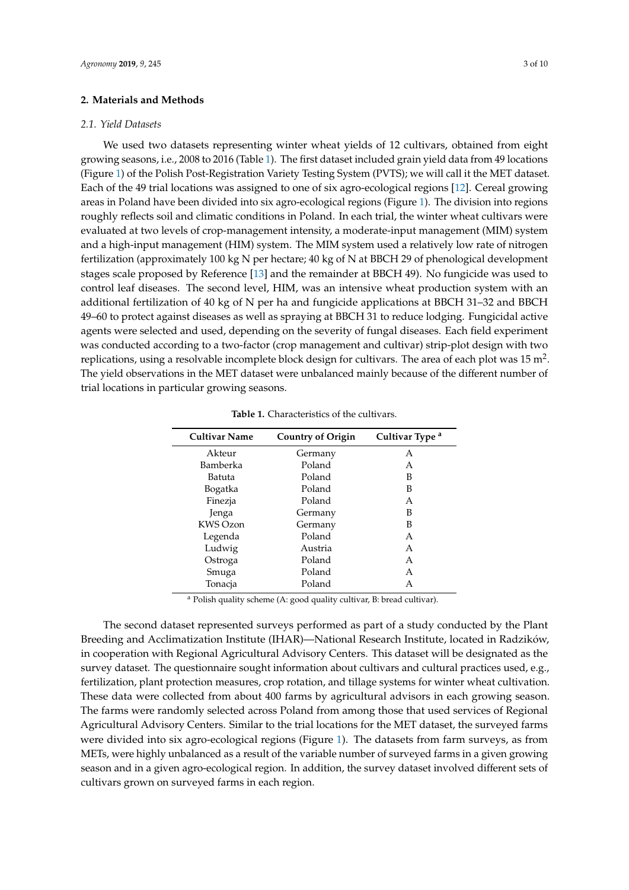## 2. Materials and Methods

### 2.1. Yield Datasets

We used two datasets representing winter wheat yields of 12 cultivars, obtained from eight growing seasons, i.e., 2008 to 2016 (Table 1). The first dataset included grain yield data from 49 locations (Figure 1) of the Polish Post-Registration Variety Testing System (PVTS); we will call it the MET dataset. Each of the 49 trial locations was assigned to one of six agro-ecological regions [12]. Cereal growing areas in Poland have been divided into six agro-ecological regions (Figure 1). The division into regions roughly reflects soil and climatic conditions in Poland. In each trial, the winter wheat cultivars were evaluated at two levels of crop-management intensity, a moderate-input management (MIM) system and a high-input management (HIM) system. The MIM system used a relatively low rate of nitrogen fertilization (approximately 100 kg N per hectare; 40 kg of N at BBCH 29 of phenological development stages scale proposed by Reference [13] and the remainder at BBCH 49). No fungicide was used to control leaf diseases. The second level, HIM, was an intensive wheat production system with an additional fertilization of 40 kg of N per ha and fungicide applications at BBCH 31–32 and BBCH 49–60 to protect against diseases as well as spraying at BBCH 31 to reduce lodging. Fungicidal active agents were selected and used, depending on the severity of fungal diseases. Each field experiment was conducted according to a two-factor (crop management and cultivar) strip-plot design with two replications, using a resolvable incomplete block design for cultivars. The area of each plot was 15 $m^2$. The yield observations in the MET dataset were unbalanced mainly because of the different number of trial locations in particular growing seasons.

**Table 1.** Characteristics of the cultivars.

| Cultivar Name | Country of Origin | Cultivar Type [a] |
|---|---|---|
| Akteur | Germany | A |
| Bamberka | Poland | A |
| Batuta | Poland | B |
| Bogatka | Poland | B |
| Finezja | Poland | A |
| Jenga | Germany | B |
| KWS Ozon | Germany | B |
| Legenda | Poland | A |
| Ludwig | Austria | A |
| Ostroga | Poland | A |
| Smuga | Poland | A |
| Tonacja | Poland | A |

[a] Polish quality scheme (A: good quality cultivar, B: bread cultivar).

The second dataset represented surveys performed as part of a study conducted by the Plant Breeding and Acclimatization Institute (IHAR)—National Research Institute, located in Radzików, in cooperation with Regional Agricultural Advisory Centers. This dataset will be designated as the survey dataset. The questionnaire sought information about cultivars and cultural practices used, e.g., fertilization, plant protection measures, crop rotation, and tillage systems for winter wheat cultivation. These data were collected from about 400 farms by agricultural advisors in each growing season. The farms were randomly selected across Poland from among those that used services of Regional Agricultural Advisory Centers. Similar to the trial locations for the MET dataset, the surveyed farms were divided into six agro-ecological regions (Figure 1). The datasets from farm surveys, as from METs, were highly unbalanced as a result of the variable number of surveyed farms in a given growing season and in a given agro-ecological region. In addition, the survey dataset involved different sets of cultivars grown on surveyed farms in each region.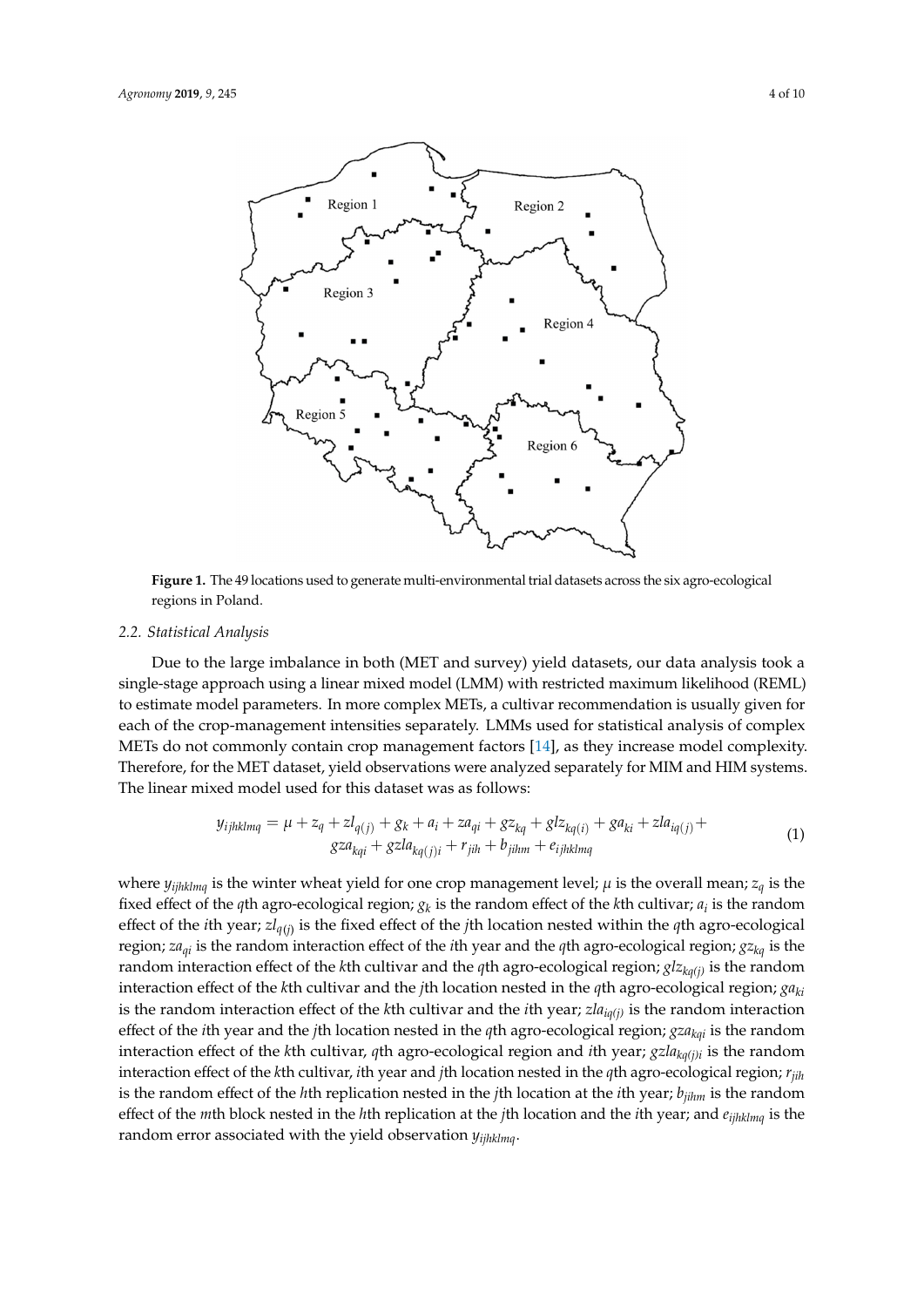Region 1

Region 2

Region 3

Region 4

Region 5

Region 6

**Figure 1.** The 49 locations used to generate multi-environmental trial datasets across the six agro-ecological regions in Poland.

### 2.2. Statistical Analysis

Due to the large imbalance in both (MET and survey) yield datasets, our data analysis took a single-stage approach using a linear mixed model (LMM) with restricted maximum likelihood (REML) to estimate model parameters. In more complex METs, a cultivar recommendation is usually given for each of the crop-management intensities separately. LMMs used for statistical analysis of complex METs do not commonly contain crop management factors [14], as they increase model complexity. Therefore, for the MET dataset, yield observations were analyzed separately for MIM and HIM systems. The linear mixed model used for this dataset was as follows:

$$y_{ijhklmq} = \mu + z_q + zl_{q(j)} + g_k + a_i + za_{qi} + gz_{kq} + glz_{kq(i)} + ga_{ki} + zla_{iq(j)} + gza_{kqi} + gzla_{kq(j)i} + r_{jih} + b_{jihm} + e_{ijhklmq} \quad (1)$$

where $y_{ijhklmq}$ is the winter wheat yield for one crop management level; $\mu$ is the overall mean; $z_q$ is the fixed effect of the $q$th agro-ecological region; $g_k$ is the random effect of the $k$th cultivar; $a_i$ is the random effect of the $i$th year; $zl_{q(j)}$ is the fixed effect of the $j$th location nested within the $q$th agro-ecological region; $za_{qi}$ is the random interaction effect of the $i$th year and the $q$th agro-ecological region; $gz_{kq}$ is the random interaction effect of the $k$th cultivar and the $q$th agro-ecological region; $glz_{kq(j)}$ is the random interaction effect of the $k$th cultivar and the $j$th location nested in the $q$th agro-ecological region; $ga_{ki}$ is the random interaction effect of the $k$th cultivar and the $i$th year; $zla_{iq(j)}$ is the random interaction effect of the $i$th year and the $j$th location nested in the $q$th agro-ecological region; $gza_{kqi}$ is the random interaction effect of the $k$th cultivar, $q$th agro-ecological region and $i$th year; $gzla_{kq(j)i}$ is the random interaction effect of the $k$th cultivar, $i$th year and $j$th location nested in the $q$th agro-ecological region; $r_{jih}$ is the random effect of the $h$th replication nested in the $j$th location at the $i$th year; $b_{jihm}$ is the random effect of the $m$th block nested in the $h$th replication at the $j$th location and the $i$th year; and $e_{ijhklmq}$ is the random error associated with the yield observation $y_{ijhklmq}$.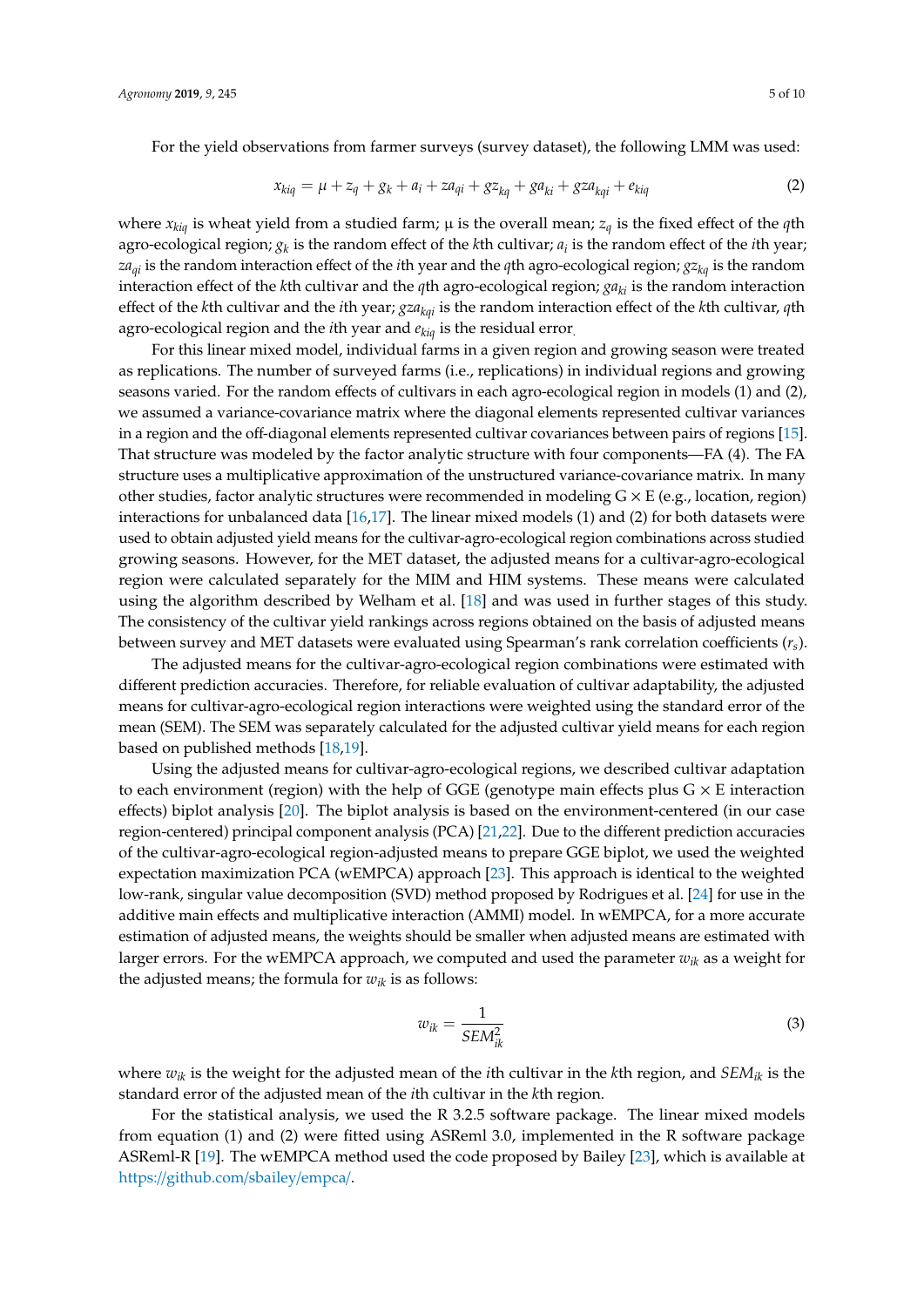For the yield observations from farmer surveys (survey dataset), the following LMM was used:

$$x_{kiq} = \mu + z_q + g_k + a_i + za_{qi} + gz_{kq} + ga_{ki} + gza_{kqi} + e_{kiq} \quad (2)$$

where $x_{kiq}$ is wheat yield from a studied farm; μ is the overall mean; $z_q$ is the fixed effect of the $q$th agro-ecological region; $g_k$ is the random effect of the $k$th cultivar; $a_i$ is the random effect of the $i$th year; $za_{qi}$ is the random interaction effect of the $i$th year and the $q$th agro-ecological region; $gz_{kq}$ is the random interaction effect of the $k$th cultivar and the $q$th agro-ecological region; $ga_{ki}$ is the random interaction effect of the $k$th cultivar and the $i$th year; $gza_{kqi}$ is the random interaction effect of the $k$th cultivar, $q$th agro-ecological region and the $i$th year and $e_{kiq}$ is the residual error.

For this linear mixed model, individual farms in a given region and growing season were treated as replications. The number of surveyed farms (i.e., replications) in individual regions and growing seasons varied. For the random effects of cultivars in each agro-ecological region in models (1) and (2), we assumed a variance-covariance matrix where the diagonal elements represented cultivar variances in a region and the off-diagonal elements represented cultivar covariances between pairs of regions [15]. That structure was modeled by the factor analytic structure with four components—FA (4). The FA structure uses a multiplicative approximation of the unstructured variance-covariance matrix. In many other studies, factor analytic structures were recommended in modeling G × E (e.g., location, region) interactions for unbalanced data [16,17]. The linear mixed models (1) and (2) for both datasets were used to obtain adjusted yield means for the cultivar-agro-ecological region combinations across studied growing seasons. However, for the MET dataset, the adjusted means for a cultivar-agro-ecological region were calculated separately for the MIM and HIM systems. These means were calculated using the algorithm described by Welham et al. [18] and was used in further stages of this study. The consistency of the cultivar yield rankings across regions obtained on the basis of adjusted means between survey and MET datasets were evaluated using Spearman's rank correlation coefficients ($r_s$).

The adjusted means for the cultivar-agro-ecological region combinations were estimated with different prediction accuracies. Therefore, for reliable evaluation of cultivar adaptability, the adjusted means for cultivar-agro-ecological region interactions were weighted using the standard error of the mean (SEM). The SEM was separately calculated for the adjusted cultivar yield means for each region based on published methods [18,19].

Using the adjusted means for cultivar-agro-ecological regions, we described cultivar adaptation to each environment (region) with the help of GGE (genotype main effects plus G × E interaction effects) biplot analysis [20]. The biplot analysis is based on the environment-centered (in our case region-centered) principal component analysis (PCA) [21,22]. Due to the different prediction accuracies of the cultivar-agro-ecological region-adjusted means to prepare GGE biplot, we used the weighted expectation maximization PCA (wEMPCA) approach [23]. This approach is identical to the weighted low-rank, singular value decomposition (SVD) method proposed by Rodrigues et al. [24] for use in the additive main effects and multiplicative interaction (AMMI) model. In wEMPCA, for a more accurate estimation of adjusted means, the weights should be smaller when adjusted means are estimated with larger errors. For the wEMPCA approach, we computed and used the parameter $w_{ik}$ as a weight for the adjusted means; the formula for $w_{ik}$ is as follows:

$$w_{ik} = \frac{1}{SEM_{ik}^2} \quad (3)$$

where $w_{ik}$ is the weight for the adjusted mean of the $i$th cultivar in the $k$th region, and $SEM_{ik}$ is the standard error of the adjusted mean of the $i$th cultivar in the $k$th region.

For the statistical analysis, we used the R 3.2.5 software package. The linear mixed models from equation (1) and (2) were fitted using ASReml 3.0, implemented in the R software package ASReml-R [19]. The wEMPCA method used the code proposed by Bailey [23], which is available at https://github.com/sbailey/empca/.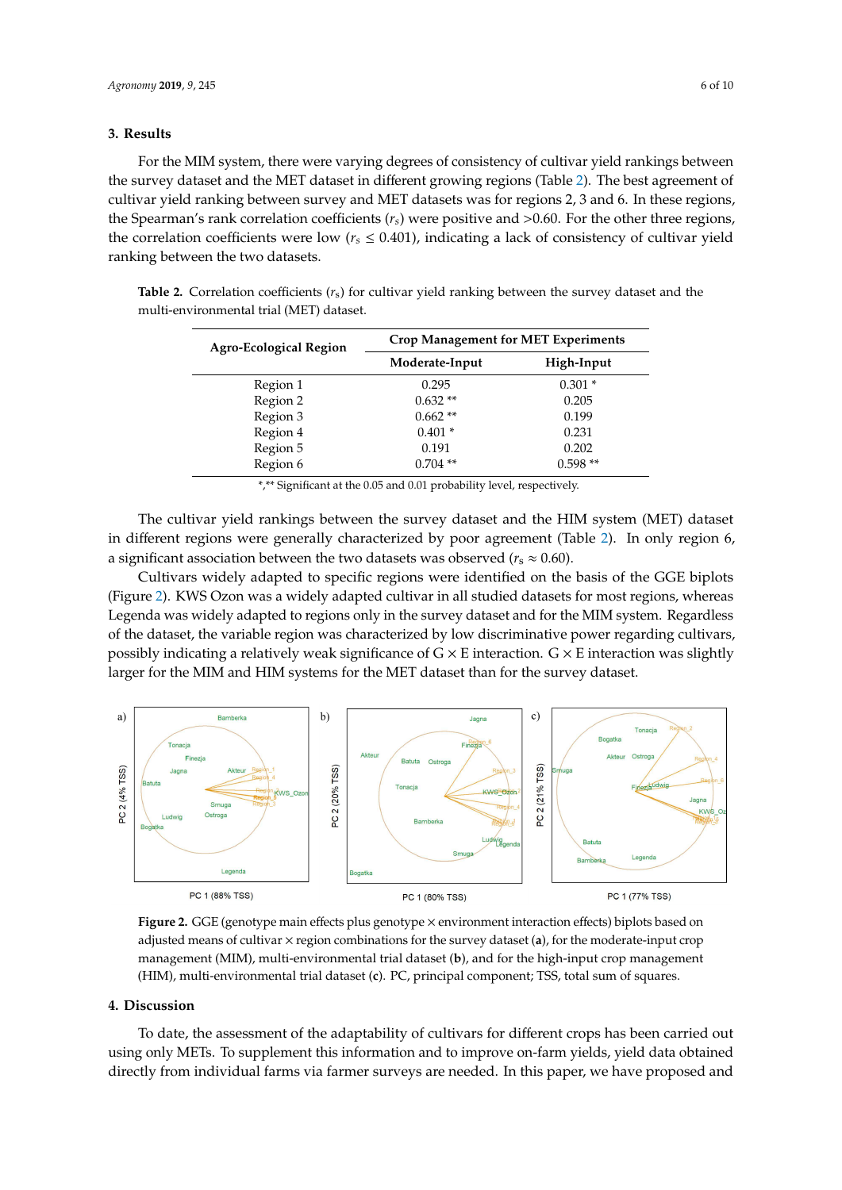## 3. Results

For the MIM system, there were varying degrees of consistency of cultivar yield rankings between the survey dataset and the MET dataset in different growing regions (Table 2). The best agreement of cultivar yield ranking between survey and MET datasets was for regions 2, 3 and 6. In these regions, the Spearman's rank correlation coefficients ($r_s$) were positive and >0.60. For the other three regions, the correlation coefficients were low ($r_s \leq 0.401$), indicating a lack of consistency of cultivar yield ranking between the two datasets.

**Table 2.** Correlation coefficients ($r_s$) for cultivar yield ranking between the survey dataset and the multi-environmental trial (MET) dataset.

| Agro-Ecological Region | Crop Management for MET Experiments | |
|---|---|---|
| | Moderate-Input | High-Input |
| Region 1 | 0.295 | 0.301 * |
| Region 2 | 0.632 ** | 0.205 |
| Region 3 | 0.662 ** | 0.199 |
| Region 4 | 0.401 * | 0.231 |
| Region 5 | 0.191 | 0.202 |
| Region 6 | 0.704 ** | 0.598 ** |

*,** Significant at the 0.05 and 0.01 probability level, respectively.

The cultivar yield rankings between the survey dataset and the HIM system (MET) dataset in different regions were generally characterized by poor agreement (Table 2). In only region 6, a significant association between the two datasets was observed ($r_s \approx 0.60$).

Cultivars widely adapted to specific regions were identified on the basis of the GGE biplots (Figure 2). KWS Ozon was a widely adapted cultivar in all studied datasets for most regions, whereas Legenda was widely adapted to regions only in the survey dataset and for the MIM system. Regardless of the dataset, the variable region was characterized by low discriminative power regarding cultivars, possibly indicating a relatively weak significance of G × E interaction. G × E interaction was slightly larger for the MIM and HIM systems for the MET dataset than for the survey dataset.

a)
PC 2 (4% TSS)
PC 1 (88% TSS)
Bamberka
Tonacja
Finezja
Jagna
Akteur
Batuta
KWS_Ozon
Smuga
Ostroga
Ludwig
Bogatka
Legenda
Region_1
Region_4
Region_2
Region_6
Region_5
Region_3

b)
PC 2 (20% TSS)
PC 1 (80% TSS)
Jagna
Finezja
Region_6
Akteur
Batuta
Ostroga
Tonacja
Region_3
KWS_Ozon
Region_4
Bamberka
Region_1
Region_2
Ludwig
Legenda
Smuga
Bogatka

c)
PC 2 (21% TSS)
PC 1 (77% TSS)
Tonacja
Region_2
Bogatka
Akteur
Ostroga
Region_4
Smuga
Finezja
Ludwig
Region_6
Jagna
KWS_Ozon
Region_1
Region_5
Batuta
Bamberka
Legenda

**Figure 2.** GGE (genotype main effects plus genotype × environment interaction effects) biplots based on adjusted means of cultivar × region combinations for the survey dataset (**a**), for the moderate-input crop management (MIM), multi-environmental trial dataset (**b**), and for the high-input crop management (HIM), multi-environmental trial dataset (**c**). PC, principal component; TSS, total sum of squares.

## 4. Discussion

To date, the assessment of the adaptability of cultivars for different crops has been carried out using only METs. To supplement this information and to improve on-farm yields, yield data obtained directly from individual farms via farmer surveys are needed. In this paper, we have proposed and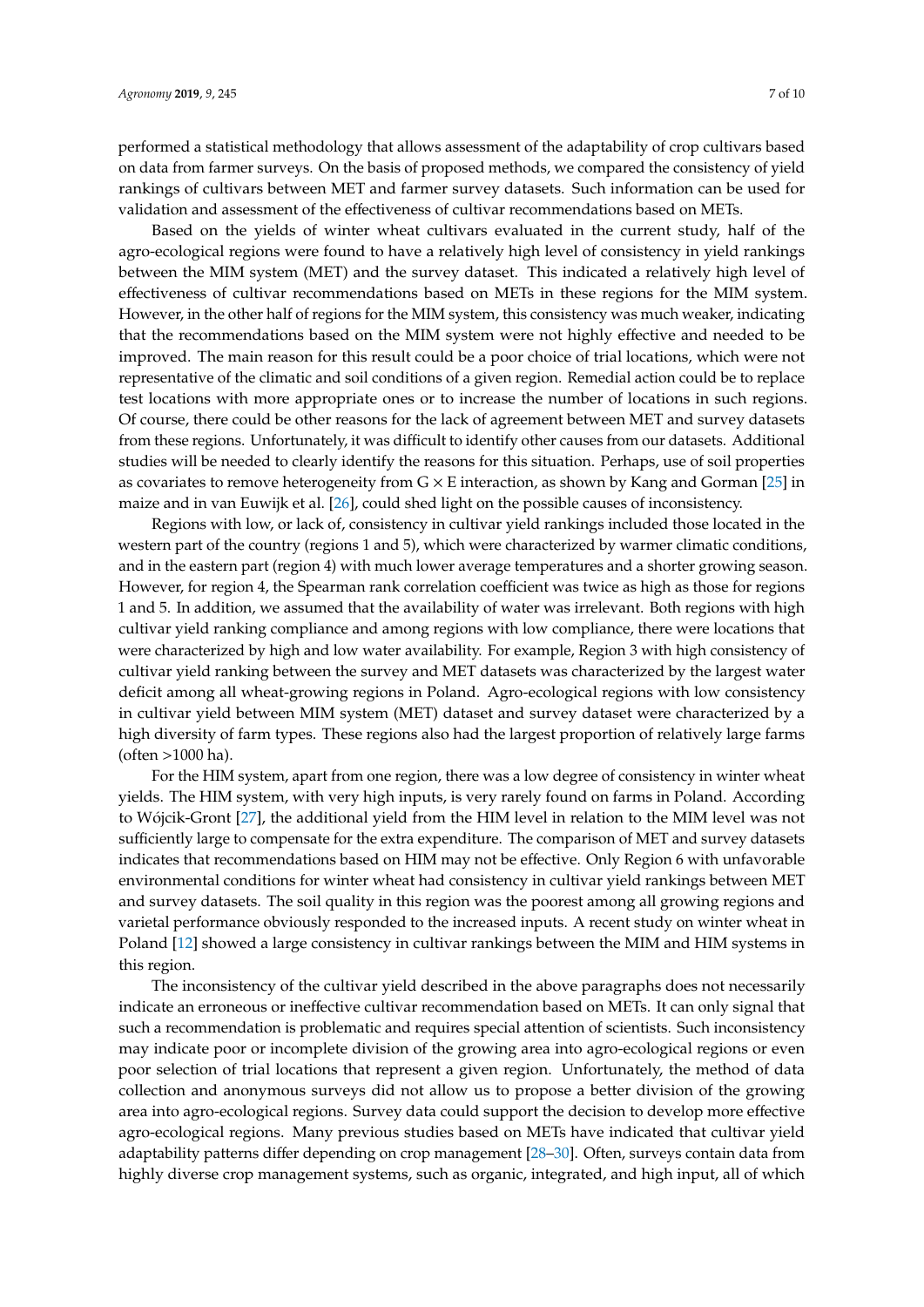performed a statistical methodology that allows assessment of the adaptability of crop cultivars based on data from farmer surveys. On the basis of proposed methods, we compared the consistency of yield rankings of cultivars between MET and farmer survey datasets. Such information can be used for validation and assessment of the effectiveness of cultivar recommendations based on METs.

Based on the yields of winter wheat cultivars evaluated in the current study, half of the agro-ecological regions were found to have a relatively high level of consistency in yield rankings between the MIM system (MET) and the survey dataset. This indicated a relatively high level of effectiveness of cultivar recommendations based on METs in these regions for the MIM system. However, in the other half of regions for the MIM system, this consistency was much weaker, indicating that the recommendations based on the MIM system were not highly effective and needed to be improved. The main reason for this result could be a poor choice of trial locations, which were not representative of the climatic and soil conditions of a given region. Remedial action could be to replace test locations with more appropriate ones or to increase the number of locations in such regions. Of course, there could be other reasons for the lack of agreement between MET and survey datasets from these regions. Unfortunately, it was difficult to identify other causes from our datasets. Additional studies will be needed to clearly identify the reasons for this situation. Perhaps, use of soil properties as covariates to remove heterogeneity from G × E interaction, as shown by Kang and Gorman [25] in maize and in van Euwijk et al. [26], could shed light on the possible causes of inconsistency.

Regions with low, or lack of, consistency in cultivar yield rankings included those located in the western part of the country (regions 1 and 5), which were characterized by warmer climatic conditions, and in the eastern part (region 4) with much lower average temperatures and a shorter growing season. However, for region 4, the Spearman rank correlation coefficient was twice as high as those for regions 1 and 5. In addition, we assumed that the availability of water was irrelevant. Both regions with high cultivar yield ranking compliance and among regions with low compliance, there were locations that were characterized by high and low water availability. For example, Region 3 with high consistency of cultivar yield ranking between the survey and MET datasets was characterized by the largest water deficit among all wheat-growing regions in Poland. Agro-ecological regions with low consistency in cultivar yield between MIM system (MET) dataset and survey dataset were characterized by a high diversity of farm types. These regions also had the largest proportion of relatively large farms (often >1000 ha).

For the HIM system, apart from one region, there was a low degree of consistency in winter wheat yields. The HIM system, with very high inputs, is very rarely found on farms in Poland. According to Wójcik-Gront [27], the additional yield from the HIM level in relation to the MIM level was not sufficiently large to compensate for the extra expenditure. The comparison of MET and survey datasets indicates that recommendations based on HIM may not be effective. Only Region 6 with unfavorable environmental conditions for winter wheat had consistency in cultivar yield rankings between MET and survey datasets. The soil quality in this region was the poorest among all growing regions and varietal performance obviously responded to the increased inputs. A recent study on winter wheat in Poland [12] showed a large consistency in cultivar rankings between the MIM and HIM systems in this region.

The inconsistency of the cultivar yield described in the above paragraphs does not necessarily indicate an erroneous or ineffective cultivar recommendation based on METs. It can only signal that such a recommendation is problematic and requires special attention of scientists. Such inconsistency may indicate poor or incomplete division of the growing area into agro-ecological regions or even poor selection of trial locations that represent a given region. Unfortunately, the method of data collection and anonymous surveys did not allow us to propose a better division of the growing area into agro-ecological regions. Survey data could support the decision to develop more effective agro-ecological regions. Many previous studies based on METs have indicated that cultivar yield adaptability patterns differ depending on crop management [28–30]. Often, surveys contain data from highly diverse crop management systems, such as organic, integrated, and high input, all of which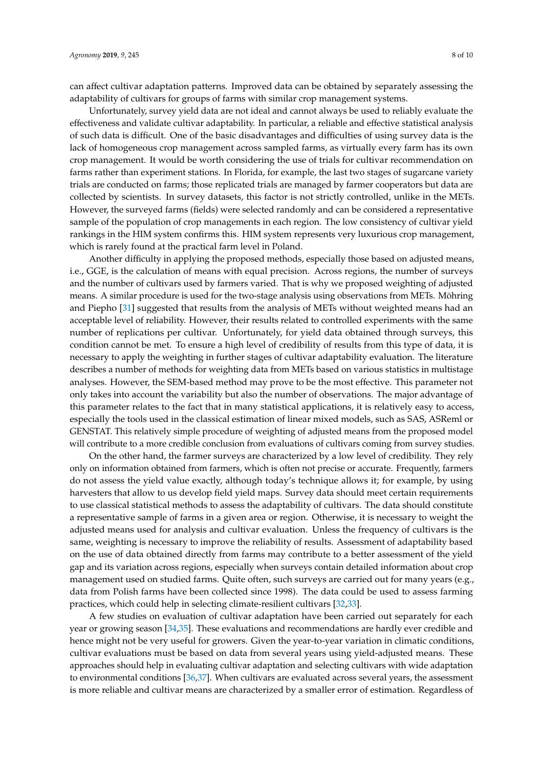can affect cultivar adaptation patterns. Improved data can be obtained by separately assessing the adaptability of cultivars for groups of farms with similar crop management systems.

Unfortunately, survey yield data are not ideal and cannot always be used to reliably evaluate the effectiveness and validate cultivar adaptability. In particular, a reliable and effective statistical analysis of such data is difficult. One of the basic disadvantages and difficulties of using survey data is the lack of homogeneous crop management across sampled farms, as virtually every farm has its own crop management. It would be worth considering the use of trials for cultivar recommendation on farms rather than experiment stations. In Florida, for example, the last two stages of sugarcane variety trials are conducted on farms; those replicated trials are managed by farmer cooperators but data are collected by scientists. In survey datasets, this factor is not strictly controlled, unlike in the METs. However, the surveyed farms (fields) were selected randomly and can be considered a representative sample of the population of crop managements in each region. The low consistency of cultivar yield rankings in the HIM system confirms this. HIM system represents very luxurious crop management, which is rarely found at the practical farm level in Poland.

Another difficulty in applying the proposed methods, especially those based on adjusted means, i.e., GGE, is the calculation of means with equal precision. Across regions, the number of surveys and the number of cultivars used by farmers varied. That is why we proposed weighting of adjusted means. A similar procedure is used for the two-stage analysis using observations from METs. Möhring and Piepho [31] suggested that results from the analysis of METs without weighted means had an acceptable level of reliability. However, their results related to controlled experiments with the same number of replications per cultivar. Unfortunately, for yield data obtained through surveys, this condition cannot be met. To ensure a high level of credibility of results from this type of data, it is necessary to apply the weighting in further stages of cultivar adaptability evaluation. The literature describes a number of methods for weighting data from METs based on various statistics in multistage analyses. However, the SEM-based method may prove to be the most effective. This parameter not only takes into account the variability but also the number of observations. The major advantage of this parameter relates to the fact that in many statistical applications, it is relatively easy to access, especially the tools used in the classical estimation of linear mixed models, such as SAS, ASReml or GENSTAT. This relatively simple procedure of weighting of adjusted means from the proposed model will contribute to a more credible conclusion from evaluations of cultivars coming from survey studies.

On the other hand, the farmer surveys are characterized by a low level of credibility. They rely only on information obtained from farmers, which is often not precise or accurate. Frequently, farmers do not assess the yield value exactly, although today's technique allows it; for example, by using harvesters that allow to us develop field yield maps. Survey data should meet certain requirements to use classical statistical methods to assess the adaptability of cultivars. The data should constitute a representative sample of farms in a given area or region. Otherwise, it is necessary to weight the adjusted means used for analysis and cultivar evaluation. Unless the frequency of cultivars is the same, weighting is necessary to improve the reliability of results. Assessment of adaptability based on the use of data obtained directly from farms may contribute to a better assessment of the yield gap and its variation across regions, especially when surveys contain detailed information about crop management used on studied farms. Quite often, such surveys are carried out for many years (e.g., data from Polish farms have been collected since 1998). The data could be used to assess farming practices, which could help in selecting climate-resilient cultivars [32,33].

A few studies on evaluation of cultivar adaptation have been carried out separately for each year or growing season [34,35]. These evaluations and recommendations are hardly ever credible and hence might not be very useful for growers. Given the year-to-year variation in climatic conditions, cultivar evaluations must be based on data from several years using yield-adjusted means. These approaches should help in evaluating cultivar adaptation and selecting cultivars with wide adaptation to environmental conditions [36,37]. When cultivars are evaluated across several years, the assessment is more reliable and cultivar means are characterized by a smaller error of estimation. Regardless of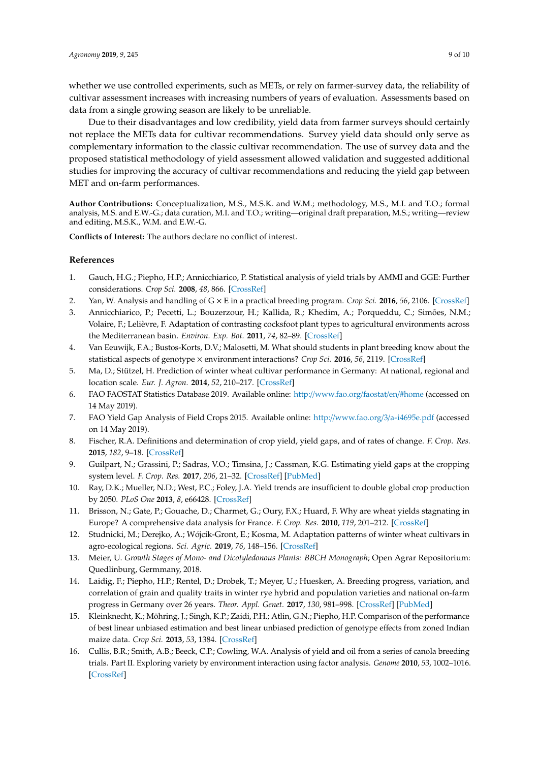whether we use controlled experiments, such as METs, or rely on farmer-survey data, the reliability of cultivar assessment increases with increasing numbers of years of evaluation. Assessments based on data from a single growing season are likely to be unreliable.

Due to their disadvantages and low credibility, yield data from farmer surveys should certainly not replace the METs data for cultivar recommendations. Survey yield data should only serve as complementary information to the classic cultivar recommendation. The use of survey data and the proposed statistical methodology of yield assessment allowed validation and suggested additional studies for improving the accuracy of cultivar recommendations and reducing the yield gap between MET and on-farm performances.

**Author Contributions:** Conceptualization, M.S., M.S.K. and W.M.; methodology, M.S., M.I. and T.O.; formal analysis, M.S. and E.W.-G.; data curation, M.I. and T.O.; writing—original draft preparation, M.S.; writing—review and editing, M.S.K., W.M. and E.W.-G.

**Conflicts of Interest:** The authors declare no conflict of interest.

## References

1. Gauch, H.G.; Piepho, H.P.; Annicchiarico, P. Statistical analysis of yield trials by AMMI and GGE: Further considerations. *Crop Sci.* **2008**, *48*, 866. [CrossRef]
2. Yan, W. Analysis and handling of G × E in a practical breeding program. *Crop Sci.* **2016**, *56*, 2106. [CrossRef]
3. Annicchiarico, P.; Pecetti, L.; Bouzerzour, H.; Kallida, R.; Khedim, A.; Porqueddu, C.; Simões, N.M.; Volaire, F.; Lelièvre, F. Adaptation of contrasting cocksfoot plant types to agricultural environments across the Mediterranean basin. *Environ. Exp. Bot.* **2011**, *74*, 82–89. [CrossRef]
4. Van Eeuwijk, F.A.; Bustos-Korts, D.V.; Malosetti, M. What should students in plant breeding know about the statistical aspects of genotype × environment interactions? *Crop Sci.* **2016**, *56*, 2119. [CrossRef]
5. Ma, D.; Stützel, H. Prediction of winter wheat cultivar performance in Germany: At national, regional and location scale. *Eur. J. Agron.* **2014**, *52*, 210–217. [CrossRef]
6. FAO FAOSTAT Statistics Database 2019. Available online: http://www.fao.org/faostat/en/#home (accessed on 14 May 2019).
7. FAO Yield Gap Analysis of Field Crops 2015. Available online: http://www.fao.org/3/a-i4695e.pdf (accessed on 14 May 2019).
8. Fischer, R.A. Definitions and determination of crop yield, yield gaps, and of rates of change. *F. Crop. Res.* **2015**, *182*, 9–18. [CrossRef]
9. Guilpart, N.; Grassini, P.; Sadras, V.O.; Timsina, J.; Cassman, K.G. Estimating yield gaps at the cropping system level. *F. Crop. Res.* **2017**, *206*, 21–32. [CrossRef] [PubMed]
10. Ray, D.K.; Mueller, N.D.; West, P.C.; Foley, J.A. Yield trends are insufficient to double global crop production by 2050. *PLoS One* **2013**, *8*, e66428. [CrossRef]
11. Brisson, N.; Gate, P.; Gouache, D.; Charmet, G.; Oury, F.X.; Huard, F. Why are wheat yields stagnating in Europe? A comprehensive data analysis for France. *F. Crop. Res.* **2010**, *119*, 201–212. [CrossRef]
12. Studnicki, M.; Derejko, A.; Wójcik-Gront, E.; Kosma, M. Adaptation patterns of winter wheat cultivars in agro-ecological regions. *Sci. Agric.* **2019**, *76*, 148–156. [CrossRef]
13. Meier, U. *Growth Stages of Mono- and Dicotyledonous Plants: BBCH Monograph*; Open Agrar Repositorium: Quedlinburg, Germmany, 2018.
14. Laidig, F.; Piepho, H.P.; Rentel, D.; Drobek, T.; Meyer, U.; Huesken, A. Breeding progress, variation, and correlation of grain and quality traits in winter rye hybrid and population varieties and national on-farm progress in Germany over 26 years. *Theor. Appl. Genet.* **2017**, *130*, 981–998. [CrossRef] [PubMed]
15. Kleinknecht, K.; Möhring, J.; Singh, K.P.; Zaidi, P.H.; Atlin, G.N.; Piepho, H.P. Comparison of the performance of best linear unbiased estimation and best linear unbiased prediction of genotype effects from zoned Indian maize data. *Crop Sci.* **2013**, *53*, 1384. [CrossRef]
16. Cullis, B.R.; Smith, A.B.; Beeck, C.P.; Cowling, W.A. Analysis of yield and oil from a series of canola breeding trials. Part II. Exploring variety by environment interaction using factor analysis. *Genome* **2010**, *53*, 1002–1016. [CrossRef]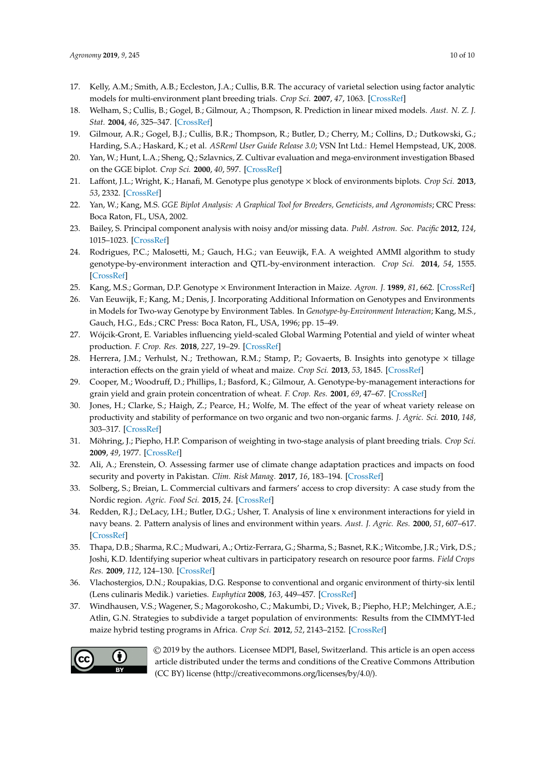17. Kelly, A.M.; Smith, A.B.; Eccleston, J.A.; Cullis, B.R. The accuracy of varietal selection using factor analytic models for multi-environment plant breeding trials. *Crop Sci.* **2007**, *47*, 1063. [CrossRef]
18. Welham, S.; Cullis, B.; Gogel, B.; Gilmour, A.; Thompson, R. Prediction in linear mixed models. *Aust. N. Z. J. Stat.* **2004**, *46*, 325–347. [CrossRef]
19. Gilmour, A.R.; Gogel, B.J.; Cullis, B.R.; Thompson, R.; Butler, D.; Cherry, M.; Collins, D.; Dutkowski, G.; Harding, S.A.; Haskard, K.; et al. *ASReml User Guide Release 3.0*; VSN Int Ltd.: Hemel Hempstead, UK, 2008.
20. Yan, W.; Hunt, L.A.; Sheng, Q.; Szlavnics, Z. Cultivar evaluation and mega-environment investigation Bbased on the GGE biplot. *Crop Sci.* **2000**, *40*, 597. [CrossRef]
21. Laffont, J.L.; Wright, K.; Hanafi, M. Genotype plus genotype × block of environments biplots. *Crop Sci.* **2013**, *53*, 2332. [CrossRef]
22. Yan, W.; Kang, M.S. *GGE Biplot Analysis: A Graphical Tool for Breeders, Geneticists, and Agronomists*; CRC Press: Boca Raton, FL, USA, 2002.
23. Bailey, S. Principal component analysis with noisy and/or missing data. *Publ. Astron. Soc. Pacific* **2012**, *124*, 1015–1023. [CrossRef]
24. Rodrigues, P.C.; Malosetti, M.; Gauch, H.G.; van Eeuwijk, F.A. A weighted AMMI algorithm to study genotype-by-environment interaction and QTL-by-environment interaction. *Crop Sci.* **2014**, *54*, 1555. [CrossRef]
25. Kang, M.S.; Gorman, D.P. Genotype × Environment Interaction in Maize. *Agron. J.* **1989**, *81*, 662. [CrossRef]
26. Van Eeuwijk, F.; Kang, M.; Denis, J. Incorporating Additional Information on Genotypes and Environments in Models for Two-way Genotype by Environment Tables. In *Genotype-by-Environment Interaction*; Kang, M.S., Gauch, H.G., Eds.; CRC Press: Boca Raton, FL, USA, 1996; pp. 15–49.
27. Wójcik-Gront, E. Variables influencing yield-scaled Global Warming Potential and yield of winter wheat production. *F. Crop. Res.* **2018**, *227*, 19–29. [CrossRef]
28. Herrera, J.M.; Verhulst, N.; Trethowan, R.M.; Stamp, P.; Govaerts, B. Insights into genotype × tillage interaction effects on the grain yield of wheat and maize. *Crop Sci.* **2013**, *53*, 1845. [CrossRef]
29. Cooper, M.; Woodruff, D.; Phillips, I.; Basford, K.; Gilmour, A. Genotype-by-management interactions for grain yield and grain protein concentration of wheat. *F. Crop. Res.* **2001**, *69*, 47–67. [CrossRef]
30. Jones, H.; Clarke, S.; Haigh, Z.; Pearce, H.; Wolfe, M. The effect of the year of wheat variety release on productivity and stability of performance on two organic and two non-organic farms. *J. Agric. Sci.* **2010**, *148*, 303–317. [CrossRef]
31. Möhring, J.; Piepho, H.P. Comparison of weighting in two-stage analysis of plant breeding trials. *Crop Sci.* **2009**, *49*, 1977. [CrossRef]
32. Ali, A.; Erenstein, O. Assessing farmer use of climate change adaptation practices and impacts on food security and poverty in Pakistan. *Clim. Risk Manag.* **2017**, *16*, 183–194. [CrossRef]
33. Solberg, S.; Breian, L. Commercial cultivars and farmers' access to crop diversity: A case study from the Nordic region. *Agric. Food Sci.* **2015**, *24*. [CrossRef]
34. Redden, R.J.; DeLacy, I.H.; Butler, D.G.; Usher, T. Analysis of line x environment interactions for yield in navy beans. 2. Pattern analysis of lines and environment within years. *Aust. J. Agric. Res.* **2000**, *51*, 607–617. [CrossRef]
35. Thapa, D.B.; Sharma, R.C.; Mudwari, A.; Ortiz-Ferrara, G.; Sharma, S.; Basnet, R.K.; Witcombe, J.R.; Virk, D.S.; Joshi, K.D. Identifying superior wheat cultivars in participatory research on resource poor farms. *Field Crops Res.* **2009**, *112*, 124–130. [CrossRef]
36. Vlachostergios, D.N.; Roupakias, D.G. Response to conventional and organic environment of thirty-six lentil (Lens culinaris Medik.) varieties. *Euphytica* **2008**, *163*, 449–457. [CrossRef]
37. Windhausen, V.S.; Wagener, S.; Magorokosho, C.; Makumbi, D.; Vivek, B.; Piepho, H.P.; Melchinger, A.E.; Atlin, G.N. Strategies to subdivide a target population of environments: Results from the CIMMYT-led maize hybrid testing programs in Africa. *Crop Sci.* **2012**, *52*, 2143–2152. [CrossRef]

© 2019 by the authors. Licensee MDPI, Basel, Switzerland. This article is an open access article distributed under the terms and conditions of the Creative Commons Attribution (CC BY) license (http://creativecommons.org/licenses/by/4.0/).